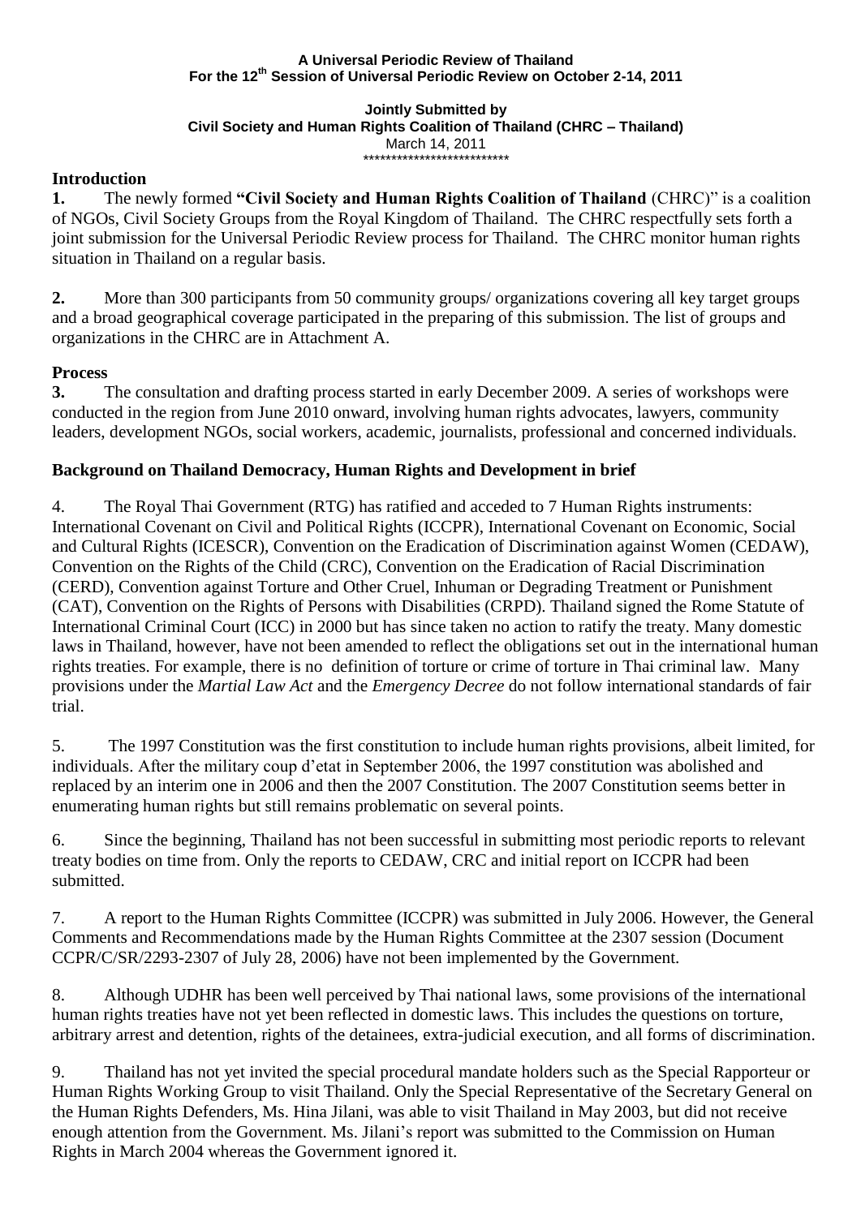**A Universal Periodic Review of Thailand**
**For the 12th Session of Universal Periodic Review on October 2-14, 2011**

**Jointly Submitted by**
**Civil Society and Human Rights Coalition of Thailand (CHRC – Thailand)**
March 14, 2011
\*\*\*\*\*\*\*\*\*\*\*\*\*\*\*\*\*\*\*\*\*\*\*\*\*\*

## Introduction

**1.** The newly formed **"Civil Society and Human Rights Coalition of Thailand** (CHRC)" is a coalition of NGOs, Civil Society Groups from the Royal Kingdom of Thailand. The CHRC respectfully sets forth a joint submission for the Universal Periodic Review process for Thailand. The CHRC monitor human rights situation in Thailand on a regular basis.

**2.** More than 300 participants from 50 community groups/ organizations covering all key target groups and a broad geographical coverage participated in the preparing of this submission. The list of groups and organizations in the CHRC are in Attachment A.

## Process

**3.** The consultation and drafting process started in early December 2009. A series of workshops were conducted in the region from June 2010 onward, involving human rights advocates, lawyers, community leaders, development NGOs, social workers, academic, journalists, professional and concerned individuals.

## Background on Thailand Democracy, Human Rights and Development in brief

4. The Royal Thai Government (RTG) has ratified and acceded to 7 Human Rights instruments: International Covenant on Civil and Political Rights (ICCPR), International Covenant on Economic, Social and Cultural Rights (ICESCR), Convention on the Eradication of Discrimination against Women (CEDAW), Convention on the Rights of the Child (CRC), Convention on the Eradication of Racial Discrimination (CERD), Convention against Torture and Other Cruel, Inhuman or Degrading Treatment or Punishment (CAT), Convention on the Rights of Persons with Disabilities (CRPD). Thailand signed the Rome Statute of International Criminal Court (ICC) in 2000 but has since taken no action to ratify the treaty. Many domestic laws in Thailand, however, have not been amended to reflect the obligations set out in the international human rights treaties. For example, there is no definition of torture or crime of torture in Thai criminal law. Many provisions under the *Martial Law Act* and the *Emergency Decree* do not follow international standards of fair trial.

5. The 1997 Constitution was the first constitution to include human rights provisions, albeit limited, for individuals. After the military coup d'etat in September 2006, the 1997 constitution was abolished and replaced by an interim one in 2006 and then the 2007 Constitution. The 2007 Constitution seems better in enumerating human rights but still remains problematic on several points.

6. Since the beginning, Thailand has not been successful in submitting most periodic reports to relevant treaty bodies on time from. Only the reports to CEDAW, CRC and initial report on ICCPR had been submitted.

7. A report to the Human Rights Committee (ICCPR) was submitted in July 2006. However, the General Comments and Recommendations made by the Human Rights Committee at the 2307 session (Document CCPR/C/SR/2293-2307 of July 28, 2006) have not been implemented by the Government.

8. Although UDHR has been well perceived by Thai national laws, some provisions of the international human rights treaties have not yet been reflected in domestic laws. This includes the questions on torture, arbitrary arrest and detention, rights of the detainees, extra-judicial execution, and all forms of discrimination.

9. Thailand has not yet invited the special procedural mandate holders such as the Special Rapporteur or Human Rights Working Group to visit Thailand. Only the Special Representative of the Secretary General on the Human Rights Defenders, Ms. Hina Jilani, was able to visit Thailand in May 2003, but did not receive enough attention from the Government. Ms. Jilani's report was submitted to the Commission on Human Rights in March 2004 whereas the Government ignored it.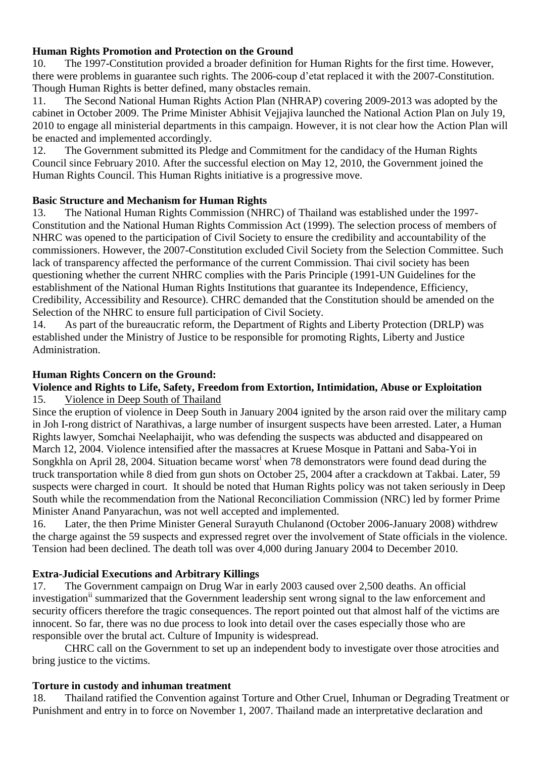**Human Rights Promotion and Protection on the Ground**

10. The 1997-Constitution provided a broader definition for Human Rights for the first time. However, there were problems in guarantee such rights. The 2006-coup d'etat replaced it with the 2007-Constitution. Though Human Rights is better defined, many obstacles remain.

11. The Second National Human Rights Action Plan (NHRAP) covering 2009-2013 was adopted by the cabinet in October 2009. The Prime Minister Abhisit Vejjajiva launched the National Action Plan on July 19, 2010 to engage all ministerial departments in this campaign. However, it is not clear how the Action Plan will be enacted and implemented accordingly.

12. The Government submitted its Pledge and Commitment for the candidacy of the Human Rights Council since February 2010. After the successful election on May 12, 2010, the Government joined the Human Rights Council. This Human Rights initiative is a progressive move.

**Basic Structure and Mechanism for Human Rights**

13. The National Human Rights Commission (NHRC) of Thailand was established under the 1997-Constitution and the National Human Rights Commission Act (1999). The selection process of members of NHRC was opened to the participation of Civil Society to ensure the credibility and accountability of the commissioners. However, the 2007-Constitution excluded Civil Society from the Selection Committee. Such lack of transparency affected the performance of the current Commission. Thai civil society has been questioning whether the current NHRC complies with the Paris Principle (1991-UN Guidelines for the establishment of the National Human Rights Institutions that guarantee its Independence, Efficiency, Credibility, Accessibility and Resource). CHRC demanded that the Constitution should be amended on the Selection of the NHRC to ensure full participation of Civil Society.

14. As part of the bureaucratic reform, the Department of Rights and Liberty Protection (DRLP) was established under the Ministry of Justice to be responsible for promoting Rights, Liberty and Justice Administration.

**Human Rights Concern on the Ground:**

**Violence and Rights to Life, Safety, Freedom from Extortion, Intimidation, Abuse or Exploitation**

15. Violence in Deep South of Thailand

Since the eruption of violence in Deep South in January 2004 ignited by the arson raid over the military camp in Joh I-rong district of Narathivas, a large number of insurgent suspects have been arrested. Later, a Human Rights lawyer, Somchai Neelaphaijit, who was defending the suspects was abducted and disappeared on March 12, 2004. Violence intensified after the massacres at Kruese Mosque in Pattani and Saba-Yoi in Songkhla on April 28, 2004. Situation became worst[i] when 78 demonstrators were found dead during the truck transportation while 8 died from gun shots on October 25, 2004 after a crackdown at Takbai. Later, 59 suspects were charged in court. It should be noted that Human Rights policy was not taken seriously in Deep South while the recommendation from the National Reconciliation Commission (NRC) led by former Prime Minister Anand Panyarachun, was not well accepted and implemented.

16. Later, the then Prime Minister General Surayuth Chulanond (October 2006-January 2008) withdrew the charge against the 59 suspects and expressed regret over the involvement of State officials in the violence. Tension had been declined. The death toll was over 4,000 during January 2004 to December 2010.

**Extra-Judicial Executions and Arbitrary Killings**

17. The Government campaign on Drug War in early 2003 caused over 2,500 deaths. An official investigation[ii] summarized that the Government leadership sent wrong signal to the law enforcement and security officers therefore the tragic consequences. The report pointed out that almost half of the victims are innocent. So far, there was no due process to look into detail over the cases especially those who are responsible over the brutal act. Culture of Impunity is widespread.

CHRC call on the Government to set up an independent body to investigate over those atrocities and bring justice to the victims.

**Torture in custody and inhuman treatment**

18. Thailand ratified the Convention against Torture and Other Cruel, Inhuman or Degrading Treatment or Punishment and entry in to force on November 1, 2007. Thailand made an interpretative declaration and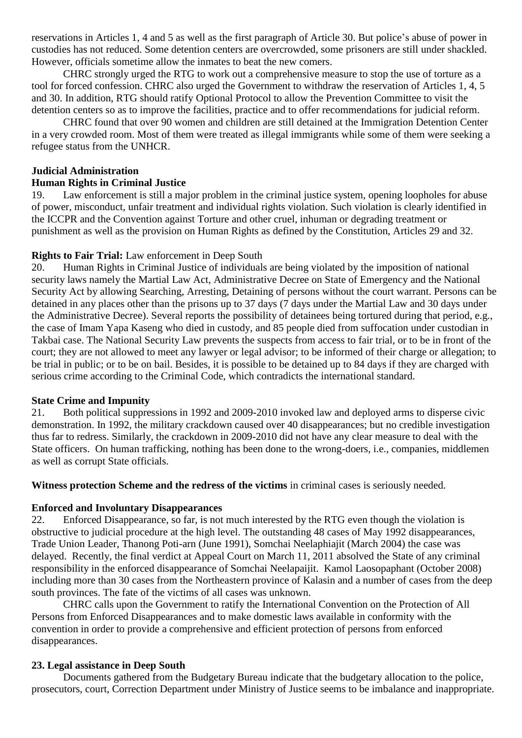reservations in Articles 1, 4 and 5 as well as the first paragraph of Article 30. But police's abuse of power in custodies has not reduced. Some detention centers are overcrowded, some prisoners are still under shackled. However, officials sometime allow the inmates to beat the new comers.

CHRC strongly urged the RTG to work out a comprehensive measure to stop the use of torture as a tool for forced confession. CHRC also urged the Government to withdraw the reservation of Articles 1, 4, 5 and 30. In addition, RTG should ratify Optional Protocol to allow the Prevention Committee to visit the detention centers so as to improve the facilities, practice and to offer recommendations for judicial reform.

CHRC found that over 90 women and children are still detained at the Immigration Detention Center in a very crowded room. Most of them were treated as illegal immigrants while some of them were seeking a refugee status from the UNHCR.

**Judicial Administration**

**Human Rights in Criminal Justice**

19. Law enforcement is still a major problem in the criminal justice system, opening loopholes for abuse of power, misconduct, unfair treatment and individual rights violation. Such violation is clearly identified in the ICCPR and the Convention against Torture and other cruel, inhuman or degrading treatment or punishment as well as the provision on Human Rights as defined by the Constitution, Articles 29 and 32.

**Rights to Fair Trial:** Law enforcement in Deep South

20. Human Rights in Criminal Justice of individuals are being violated by the imposition of national security laws namely the Martial Law Act, Administrative Decree on State of Emergency and the National Security Act by allowing Searching, Arresting, Detaining of persons without the court warrant. Persons can be detained in any places other than the prisons up to 37 days (7 days under the Martial Law and 30 days under the Administrative Decree). Several reports the possibility of detainees being tortured during that period, e.g., the case of Imam Yapa Kaseng who died in custody, and 85 people died from suffocation under custodian in Takbai case. The National Security Law prevents the suspects from access to fair trial, or to be in front of the court; they are not allowed to meet any lawyer or legal advisor; to be informed of their charge or allegation; to be trial in public; or to be on bail. Besides, it is possible to be detained up to 84 days if they are charged with serious crime according to the Criminal Code, which contradicts the international standard.

**State Crime and Impunity**

21. Both political suppressions in 1992 and 2009-2010 invoked law and deployed arms to disperse civic demonstration. In 1992, the military crackdown caused over 40 disappearances; but no credible investigation thus far to redress. Similarly, the crackdown in 2009-2010 did not have any clear measure to deal with the State officers. On human trafficking, nothing has been done to the wrong-doers, i.e., companies, middlemen as well as corrupt State officials.

**Witness protection Scheme and the redress of the victims** in criminal cases is seriously needed.

**Enforced and Involuntary Disappearances**

22. Enforced Disappearance, so far, is not much interested by the RTG even though the violation is obstructive to judicial procedure at the high level. The outstanding 48 cases of May 1992 disappearances, Trade Union Leader, Thanong Poti-arn (June 1991), Somchai Neelaphiajit (March 2004) the case was delayed. Recently, the final verdict at Appeal Court on March 11, 2011 absolved the State of any criminal responsibility in the enforced disappearance of Somchai Neelapaijit. Kamol Laosopaphant (October 2008) including more than 30 cases from the Northeastern province of Kalasin and a number of cases from the deep south provinces. The fate of the victims of all cases was unknown.

CHRC calls upon the Government to ratify the International Convention on the Protection of All Persons from Enforced Disappearances and to make domestic laws available in conformity with the convention in order to provide a comprehensive and efficient protection of persons from enforced disappearances.

**23. Legal assistance in Deep South**

Documents gathered from the Budgetary Bureau indicate that the budgetary allocation to the police, prosecutors, court, Correction Department under Ministry of Justice seems to be imbalance and inappropriate.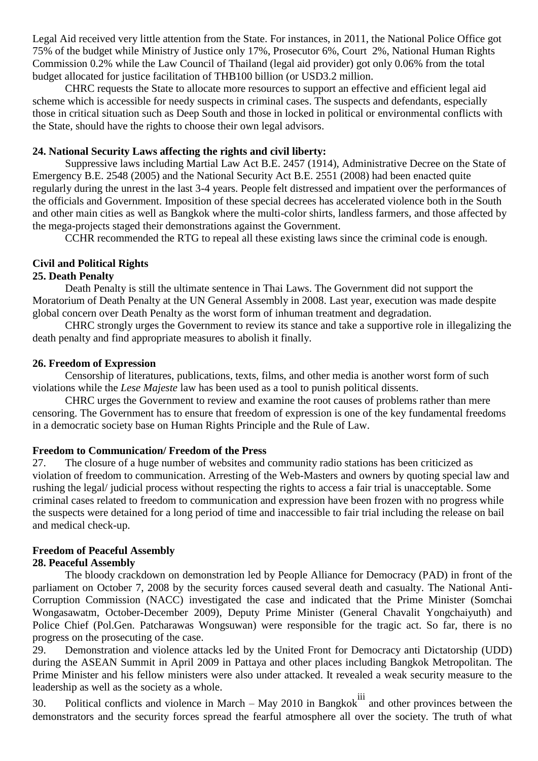Legal Aid received very little attention from the State. For instances, in 2011, the National Police Office got 75% of the budget while Ministry of Justice only 17%, Prosecutor 6%, Court 2%, National Human Rights Commission 0.2% while the Law Council of Thailand (legal aid provider) got only 0.06% from the total budget allocated for justice facilitation of THB100 billion (or USD3.2 million.

CHRC requests the State to allocate more resources to support an effective and efficient legal aid scheme which is accessible for needy suspects in criminal cases. The suspects and defendants, especially those in critical situation such as Deep South and those in locked in political or environmental conflicts with the State, should have the rights to choose their own legal advisors.

#### 24. National Security Laws affecting the rights and civil liberty:

Suppressive laws including Martial Law Act B.E. 2457 (1914), Administrative Decree on the State of Emergency B.E. 2548 (2005) and the National Security Act B.E. 2551 (2008) had been enacted quite regularly during the unrest in the last 3-4 years. People felt distressed and impatient over the performances of the officials and Government. Imposition of these special decrees has accelerated violence both in the South and other main cities as well as Bangkok where the multi-color shirts, landless farmers, and those affected by the mega-projects staged their demonstrations against the Government.

CCHR recommended the RTG to repeal all these existing laws since the criminal code is enough.

### Civil and Political Rights

#### 25. Death Penalty

Death Penalty is still the ultimate sentence in Thai Laws. The Government did not support the Moratorium of Death Penalty at the UN General Assembly in 2008. Last year, execution was made despite global concern over Death Penalty as the worst form of inhuman treatment and degradation.

CHRC strongly urges the Government to review its stance and take a supportive role in illegalizing the death penalty and find appropriate measures to abolish it finally.

#### 26. Freedom of Expression

Censorship of literatures, publications, texts, films, and other media is another worst form of such violations while the *Lese Majeste* law has been used as a tool to punish political dissents.

CHRC urges the Government to review and examine the root causes of problems rather than mere censoring. The Government has to ensure that freedom of expression is one of the key fundamental freedoms in a democratic society base on Human Rights Principle and the Rule of Law.

#### Freedom to Communication/ Freedom of the Press

27. The closure of a huge number of websites and community radio stations has been criticized as violation of freedom to communication. Arresting of the Web-Masters and owners by quoting special law and rushing the legal/ judicial process without respecting the rights to access a fair trial is unacceptable. Some criminal cases related to freedom to communication and expression have been frozen with no progress while the suspects were detained for a long period of time and inaccessible to fair trial including the release on bail and medical check-up.

### Freedom of Peaceful Assembly

#### 28. Peaceful Assembly

The bloody crackdown on demonstration led by People Alliance for Democracy (PAD) in front of the parliament on October 7, 2008 by the security forces caused several death and casualty. The National Anti-Corruption Commission (NACC) investigated the case and indicated that the Prime Minister (Somchai Wongasawatm, October-December 2009), Deputy Prime Minister (General Chavalit Yongchaiyuth) and Police Chief (Pol.Gen. Patcharawas Wongsuwan) were responsible for the tragic act. So far, there is no progress on the prosecuting of the case.

29. Demonstration and violence attacks led by the United Front for Democracy anti Dictatorship (UDD) during the ASEAN Summit in April 2009 in Pattaya and other places including Bangkok Metropolitan. The Prime Minister and his fellow ministers were also under attacked. It revealed a weak security measure to the leadership as well as the society as a whole.

30. Political conflicts and violence in March – May 2010 in Bangkok[iii] and other provinces between the demonstrators and the security forces spread the fearful atmosphere all over the society. The truth of what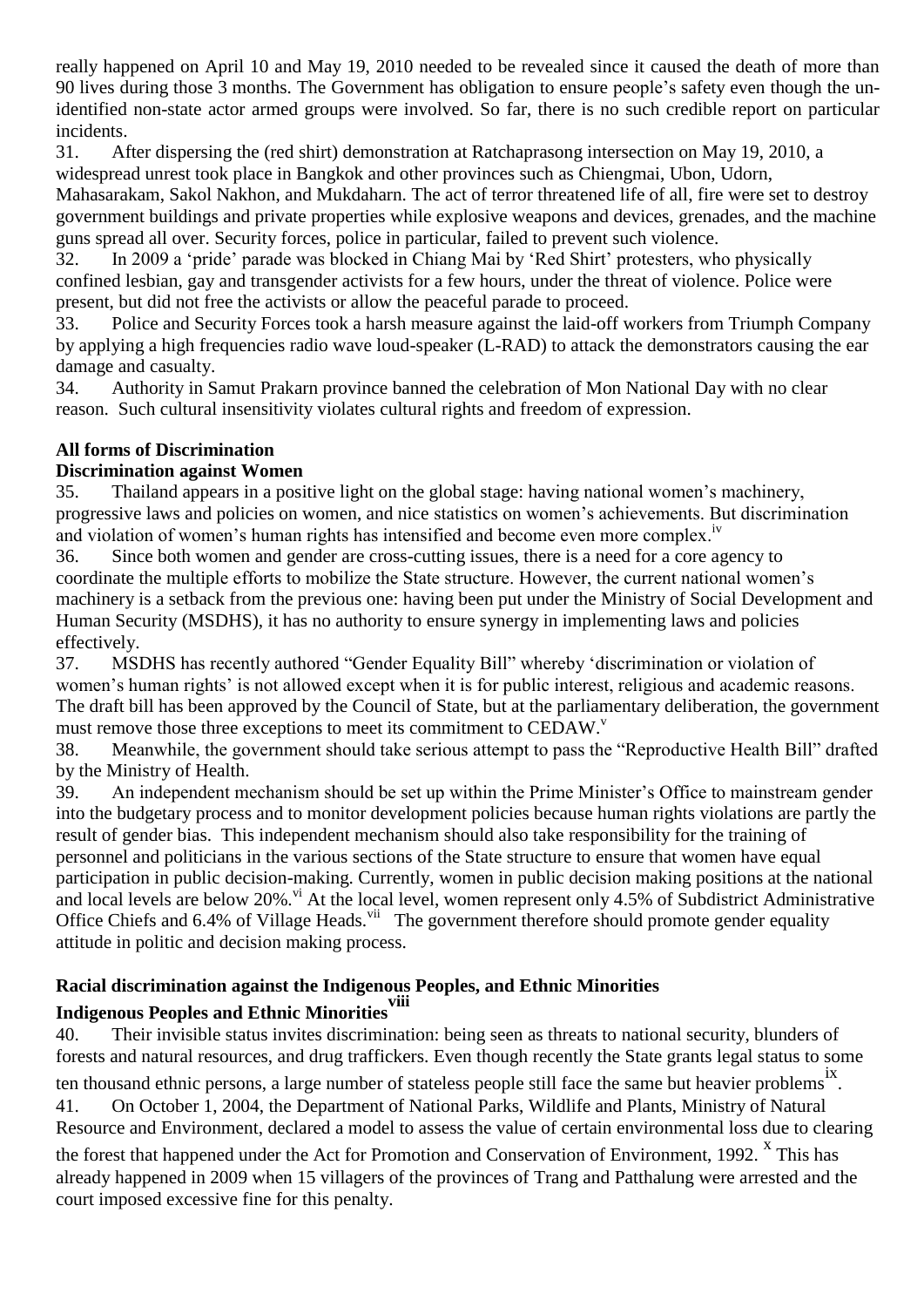really happened on April 10 and May 19, 2010 needed to be revealed since it caused the death of more than 90 lives during those 3 months. The Government has obligation to ensure people's safety even though the un-identified non-state actor armed groups were involved. So far, there is no such credible report on particular incidents.

31. After dispersing the (red shirt) demonstration at Ratchaprasong intersection on May 19, 2010, a widespread unrest took place in Bangkok and other provinces such as Chiengmai, Ubon, Udorn, Mahasarakam, Sakol Nakhon, and Mukdaharn. The act of terror threatened life of all, fire were set to destroy government buildings and private properties while explosive weapons and devices, grenades, and the machine guns spread all over. Security forces, police in particular, failed to prevent such violence.

32. In 2009 a 'pride' parade was blocked in Chiang Mai by 'Red Shirt' protesters, who physically confined lesbian, gay and transgender activists for a few hours, under the threat of violence. Police were present, but did not free the activists or allow the peaceful parade to proceed.

33. Police and Security Forces took a harsh measure against the laid-off workers from Triumph Company by applying a high frequencies radio wave loud-speaker (L-RAD) to attack the demonstrators causing the ear damage and casualty.

34. Authority in Samut Prakarn province banned the celebration of Mon National Day with no clear reason. Such cultural insensitivity violates cultural rights and freedom of expression.

**All forms of Discrimination**

**Discrimination against Women**

35. Thailand appears in a positive light on the global stage: having national women's machinery, progressive laws and policies on women, and nice statistics on women's achievements. But discrimination and violation of women's human rights has intensified and become even more complex.[iv]

36. Since both women and gender are cross-cutting issues, there is a need for a core agency to coordinate the multiple efforts to mobilize the State structure. However, the current national women's machinery is a setback from the previous one: having been put under the Ministry of Social Development and Human Security (MSDHS), it has no authority to ensure synergy in implementing laws and policies effectively.

37. MSDHS has recently authored "Gender Equality Bill" whereby 'discrimination or violation of women's human rights' is not allowed except when it is for public interest, religious and academic reasons. The draft bill has been approved by the Council of State, but at the parliamentary deliberation, the government must remove those three exceptions to meet its commitment to CEDAW.[v]

38. Meanwhile, the government should take serious attempt to pass the "Reproductive Health Bill" drafted by the Ministry of Health.

39. An independent mechanism should be set up within the Prime Minister's Office to mainstream gender into the budgetary process and to monitor development policies because human rights violations are partly the result of gender bias. This independent mechanism should also take responsibility for the training of personnel and politicians in the various sections of the State structure to ensure that women have equal participation in public decision-making. Currently, women in public decision making positions at the national and local levels are below 20%.[vi] At the local level, women represent only 4.5% of Subdistrict Administrative Office Chiefs and 6.4% of Village Heads.[vii] The government therefore should promote gender equality attitude in politic and decision making process.

**Racial discrimination against the Indigenous Peoples, and Ethnic Minorities**

**Indigenous Peoples and Ethnic Minorities**[viii]

40. Their invisible status invites discrimination: being seen as threats to national security, blunders of forests and natural resources, and drug traffickers. Even though recently the State grants legal status to some ten thousand ethnic persons, a large number of stateless people still face the same but heavier problems[ix].

41. On October 1, 2004, the Department of National Parks, Wildlife and Plants, Ministry of Natural Resource and Environment, declared a model to assess the value of certain environmental loss due to clearing the forest that happened under the Act for Promotion and Conservation of Environment, 1992. [x] This has already happened in 2009 when 15 villagers of the provinces of Trang and Patthalung were arrested and the court imposed excessive fine for this penalty.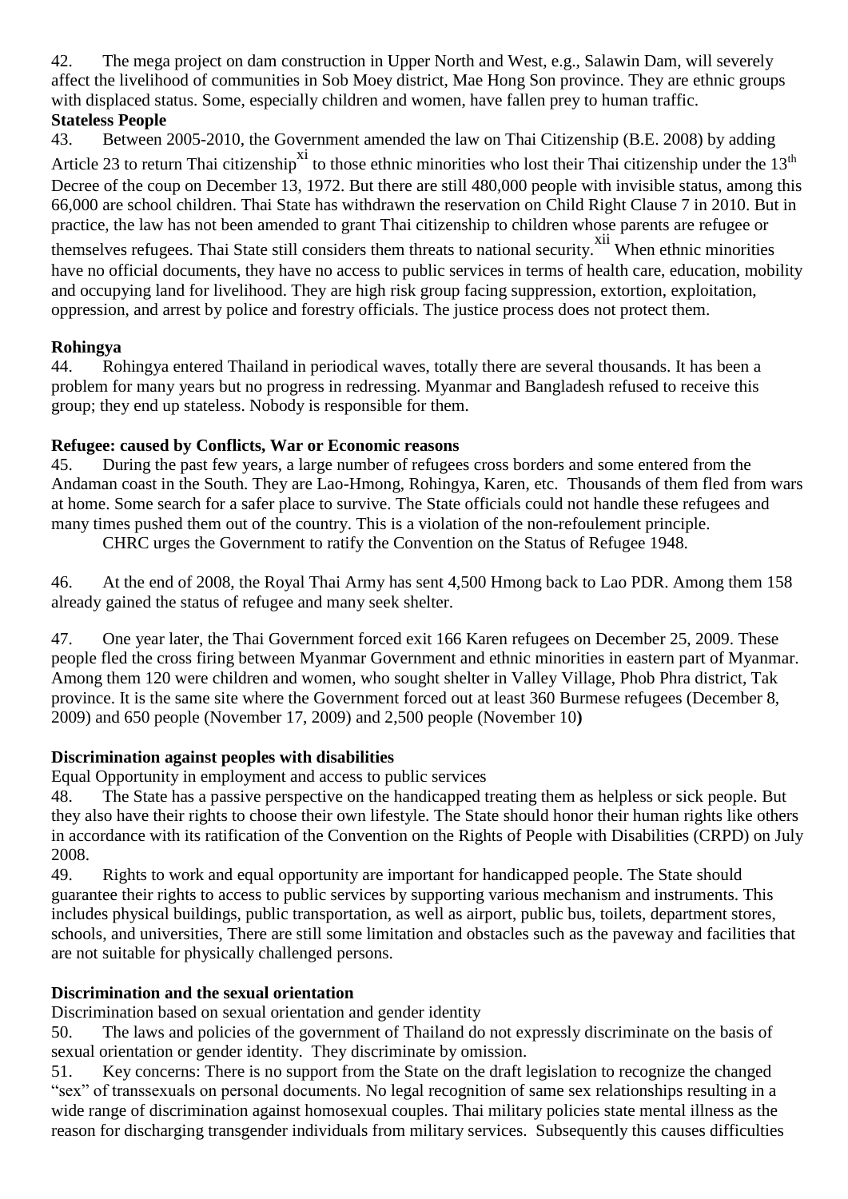42. The mega project on dam construction in Upper North and West, e.g., Salawin Dam, will severely affect the livelihood of communities in Sob Moey district, Mae Hong Son province. They are ethnic groups with displaced status. Some, especially children and women, have fallen prey to human traffic.

**Stateless People**

43. Between 2005-2010, the Government amended the law on Thai Citizenship (B.E. 2008) by adding Article 23 to return Thai citizenship[xi] to those ethnic minorities who lost their Thai citizenship under the 13th Decree of the coup on December 13, 1972. But there are still 480,000 people with invisible status, among this 66,000 are school children. Thai State has withdrawn the reservation on Child Right Clause 7 in 2010. But in practice, the law has not been amended to grant Thai citizenship to children whose parents are refugee or themselves refugees. Thai State still considers them threats to national security.[xii] When ethnic minorities have no official documents, they have no access to public services in terms of health care, education, mobility and occupying land for livelihood. They are high risk group facing suppression, extortion, exploitation, oppression, and arrest by police and forestry officials. The justice process does not protect them.

**Rohingya**

44. Rohingya entered Thailand in periodical waves, totally there are several thousands. It has been a problem for many years but no progress in redressing. Myanmar and Bangladesh refused to receive this group; they end up stateless. Nobody is responsible for them.

**Refugee: caused by Conflicts, War or Economic reasons**

45. During the past few years, a large number of refugees cross borders and some entered from the Andaman coast in the South. They are Lao-Hmong, Rohingya, Karen, etc. Thousands of them fled from wars at home. Some search for a safer place to survive. The State officials could not handle these refugees and many times pushed them out of the country. This is a violation of the non-refoulement principle.

CHRC urges the Government to ratify the Convention on the Status of Refugee 1948.

46. At the end of 2008, the Royal Thai Army has sent 4,500 Hmong back to Lao PDR. Among them 158 already gained the status of refugee and many seek shelter.

47. One year later, the Thai Government forced exit 166 Karen refugees on December 25, 2009. These people fled the cross firing between Myanmar Government and ethnic minorities in eastern part of Myanmar. Among them 120 were children and women, who sought shelter in Valley Village, Phob Phra district, Tak province. It is the same site where the Government forced out at least 360 Burmese refugees (December 8, 2009) and 650 people (November 17, 2009) and 2,500 people (November 10**)**

**Discrimination against peoples with disabilities**

Equal Opportunity in employment and access to public services

48. The State has a passive perspective on the handicapped treating them as helpless or sick people. But they also have their rights to choose their own lifestyle. The State should honor their human rights like others in accordance with its ratification of the Convention on the Rights of People with Disabilities (CRPD) on July 2008.

49. Rights to work and equal opportunity are important for handicapped people. The State should guarantee their rights to access to public services by supporting various mechanism and instruments. This includes physical buildings, public transportation, as well as airport, public bus, toilets, department stores, schools, and universities, There are still some limitation and obstacles such as the paveway and facilities that are not suitable for physically challenged persons.

**Discrimination and the sexual orientation**

Discrimination based on sexual orientation and gender identity

50. The laws and policies of the government of Thailand do not expressly discriminate on the basis of sexual orientation or gender identity. They discriminate by omission.

51. Key concerns: There is no support from the State on the draft legislation to recognize the changed "sex" of transsexuals on personal documents. No legal recognition of same sex relationships resulting in a wide range of discrimination against homosexual couples. Thai military policies state mental illness as the reason for discharging transgender individuals from military services. Subsequently this causes difficulties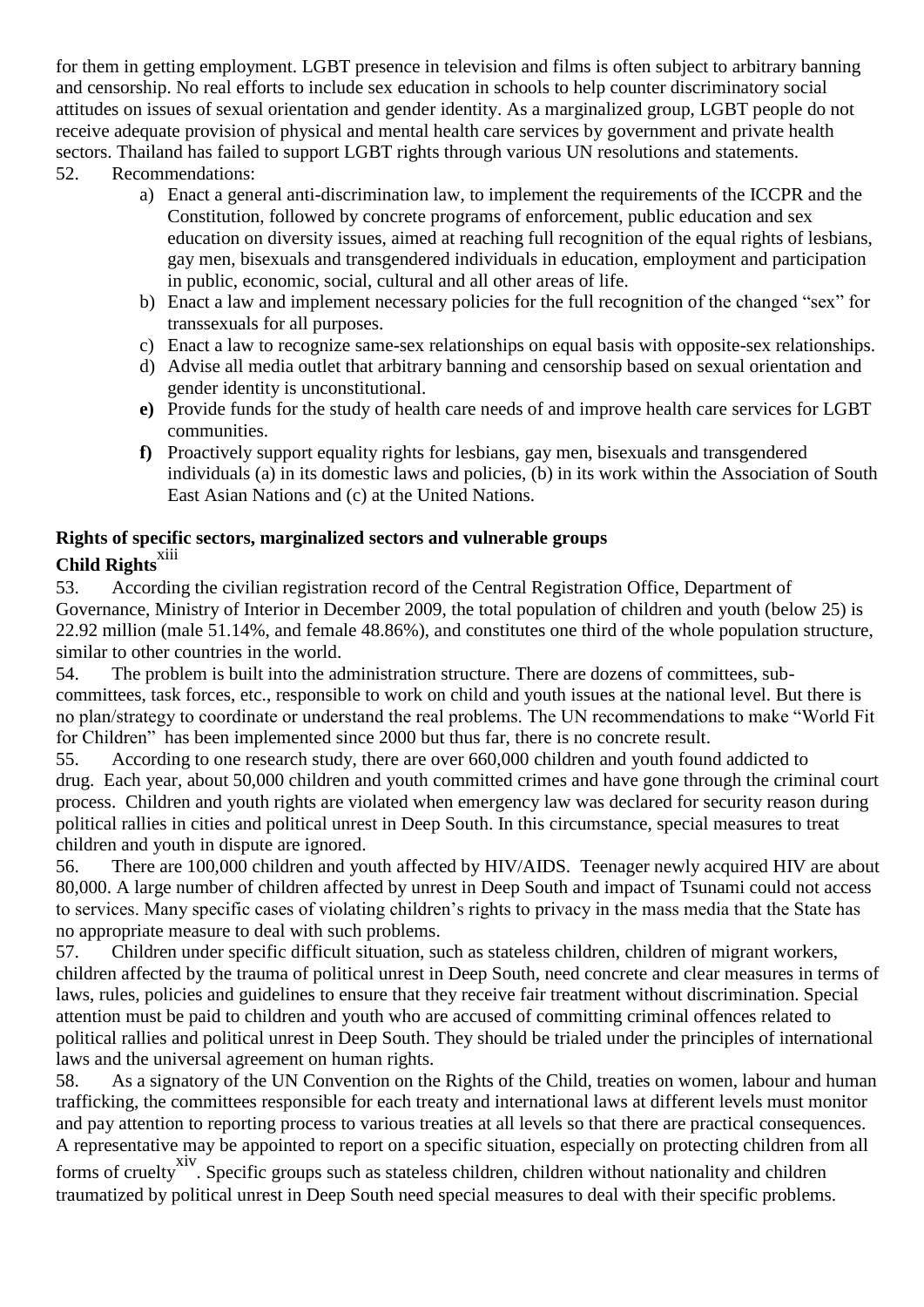for them in getting employment. LGBT presence in television and films is often subject to arbitrary banning and censorship. No real efforts to include sex education in schools to help counter discriminatory social attitudes on issues of sexual orientation and gender identity. As a marginalized group, LGBT people do not receive adequate provision of physical and mental health care services by government and private health sectors. Thailand has failed to support LGBT rights through various UN resolutions and statements.

52. Recommendations:

a) Enact a general anti-discrimination law, to implement the requirements of the ICCPR and the Constitution, followed by concrete programs of enforcement, public education and sex education on diversity issues, aimed at reaching full recognition of the equal rights of lesbians, gay men, bisexuals and transgendered individuals in education, employment and participation in public, economic, social, cultural and all other areas of life.

b) Enact a law and implement necessary policies for the full recognition of the changed "sex" for transsexuals for all purposes.

c) Enact a law to recognize same-sex relationships on equal basis with opposite-sex relationships.

d) Advise all media outlet that arbitrary banning and censorship based on sexual orientation and gender identity is unconstitutional.

**e)** Provide funds for the study of health care needs of and improve health care services for LGBT communities.

**f)** Proactively support equality rights for lesbians, gay men, bisexuals and transgendered individuals (a) in its domestic laws and policies, (b) in its work within the Association of South East Asian Nations and (c) at the United Nations.

## Rights of specific sectors, marginalized sectors and vulnerable groups

### Child Rights[xiii]

53. According the civilian registration record of the Central Registration Office, Department of Governance, Ministry of Interior in December 2009, the total population of children and youth (below 25) is 22.92 million (male 51.14%, and female 48.86%), and constitutes one third of the whole population structure, similar to other countries in the world.

54. The problem is built into the administration structure. There are dozens of committees, sub-committees, task forces, etc., responsible to work on child and youth issues at the national level. But there is no plan/strategy to coordinate or understand the real problems. The UN recommendations to make "World Fit for Children" has been implemented since 2000 but thus far, there is no concrete result.

55. According to one research study, there are over 660,000 children and youth found addicted to drug. Each year, about 50,000 children and youth committed crimes and have gone through the criminal court process. Children and youth rights are violated when emergency law was declared for security reason during political rallies in cities and political unrest in Deep South. In this circumstance, special measures to treat children and youth in dispute are ignored.

56. There are 100,000 children and youth affected by HIV/AIDS. Teenager newly acquired HIV are about 80,000. A large number of children affected by unrest in Deep South and impact of Tsunami could not access to services. Many specific cases of violating children's rights to privacy in the mass media that the State has no appropriate measure to deal with such problems.

57. Children under specific difficult situation, such as stateless children, children of migrant workers, children affected by the trauma of political unrest in Deep South, need concrete and clear measures in terms of laws, rules, policies and guidelines to ensure that they receive fair treatment without discrimination. Special attention must be paid to children and youth who are accused of committing criminal offences related to political rallies and political unrest in Deep South. They should be trialed under the principles of international laws and the universal agreement on human rights.

58. As a signatory of the UN Convention on the Rights of the Child, treaties on women, labour and human trafficking, the committees responsible for each treaty and international laws at different levels must monitor and pay attention to reporting process to various treaties at all levels so that there are practical consequences. A representative may be appointed to report on a specific situation, especially on protecting children from all forms of cruelty[xiv]. Specific groups such as stateless children, children without nationality and children traumatized by political unrest in Deep South need special measures to deal with their specific problems.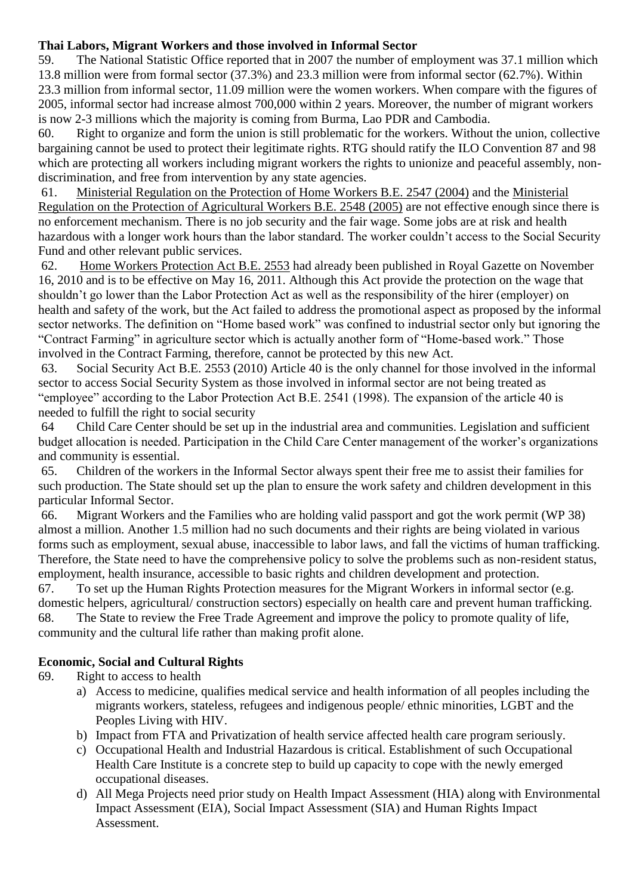**Thai Labors, Migrant Workers and those involved in Informal Sector**

59. The National Statistic Office reported that in 2007 the number of employment was 37.1 million which 13.8 million were from formal sector (37.3%) and 23.3 million were from informal sector (62.7%). Within 23.3 million from informal sector, 11.09 million were the women workers. When compare with the figures of 2005, informal sector had increase almost 700,000 within 2 years. Moreover, the number of migrant workers is now 2-3 millions which the majority is coming from Burma, Lao PDR and Cambodia.

60. Right to organize and form the union is still problematic for the workers. Without the union, collective bargaining cannot be used to protect their legitimate rights. RTG should ratify the ILO Convention 87 and 98 which are protecting all workers including migrant workers the rights to unionize and peaceful assembly, non-discrimination, and free from intervention by any state agencies.

61. Ministerial Regulation on the Protection of Home Workers B.E. 2547 (2004) and the Ministerial Regulation on the Protection of Agricultural Workers B.E. 2548 (2005) are not effective enough since there is no enforcement mechanism. There is no job security and the fair wage. Some jobs are at risk and health hazardous with a longer work hours than the labor standard. The worker couldn't access to the Social Security Fund and other relevant public services.

62. Home Workers Protection Act B.E. 2553 had already been published in Royal Gazette on November 16, 2010 and is to be effective on May 16, 2011. Although this Act provide the protection on the wage that shouldn't go lower than the Labor Protection Act as well as the responsibility of the hirer (employer) on health and safety of the work, but the Act failed to address the promotional aspect as proposed by the informal sector networks. The definition on "Home based work" was confined to industrial sector only but ignoring the "Contract Farming" in agriculture sector which is actually another form of "Home-based work." Those involved in the Contract Farming, therefore, cannot be protected by this new Act.

63. Social Security Act B.E. 2553 (2010) Article 40 is the only channel for those involved in the informal sector to access Social Security System as those involved in informal sector are not being treated as "employee" according to the Labor Protection Act B.E. 2541 (1998). The expansion of the article 40 is needed to fulfill the right to social security

64 Child Care Center should be set up in the industrial area and communities. Legislation and sufficient budget allocation is needed. Participation in the Child Care Center management of the worker's organizations and community is essential.

65. Children of the workers in the Informal Sector always spent their free me to assist their families for such production. The State should set up the plan to ensure the work safety and children development in this particular Informal Sector.

66. Migrant Workers and the Families who are holding valid passport and got the work permit (WP 38) almost a million. Another 1.5 million had no such documents and their rights are being violated in various forms such as employment, sexual abuse, inaccessible to labor laws, and fall the victims of human trafficking. Therefore, the State need to have the comprehensive policy to solve the problems such as non-resident status, employment, health insurance, accessible to basic rights and children development and protection.

67. To set up the Human Rights Protection measures for the Migrant Workers in informal sector (e.g. domestic helpers, agricultural/ construction sectors) especially on health care and prevent human trafficking.

68. The State to review the Free Trade Agreement and improve the policy to promote quality of life, community and the cultural life rather than making profit alone.

**Economic, Social and Cultural Rights**

69. Right to access to health

a) Access to medicine, qualifies medical service and health information of all peoples including the migrants workers, stateless, refugees and indigenous people/ ethnic minorities, LGBT and the Peoples Living with HIV.

b) Impact from FTA and Privatization of health service affected health care program seriously.

c) Occupational Health and Industrial Hazardous is critical. Establishment of such Occupational Health Care Institute is a concrete step to build up capacity to cope with the newly emerged occupational diseases.

d) All Mega Projects need prior study on Health Impact Assessment (HIA) along with Environmental Impact Assessment (EIA), Social Impact Assessment (SIA) and Human Rights Impact Assessment.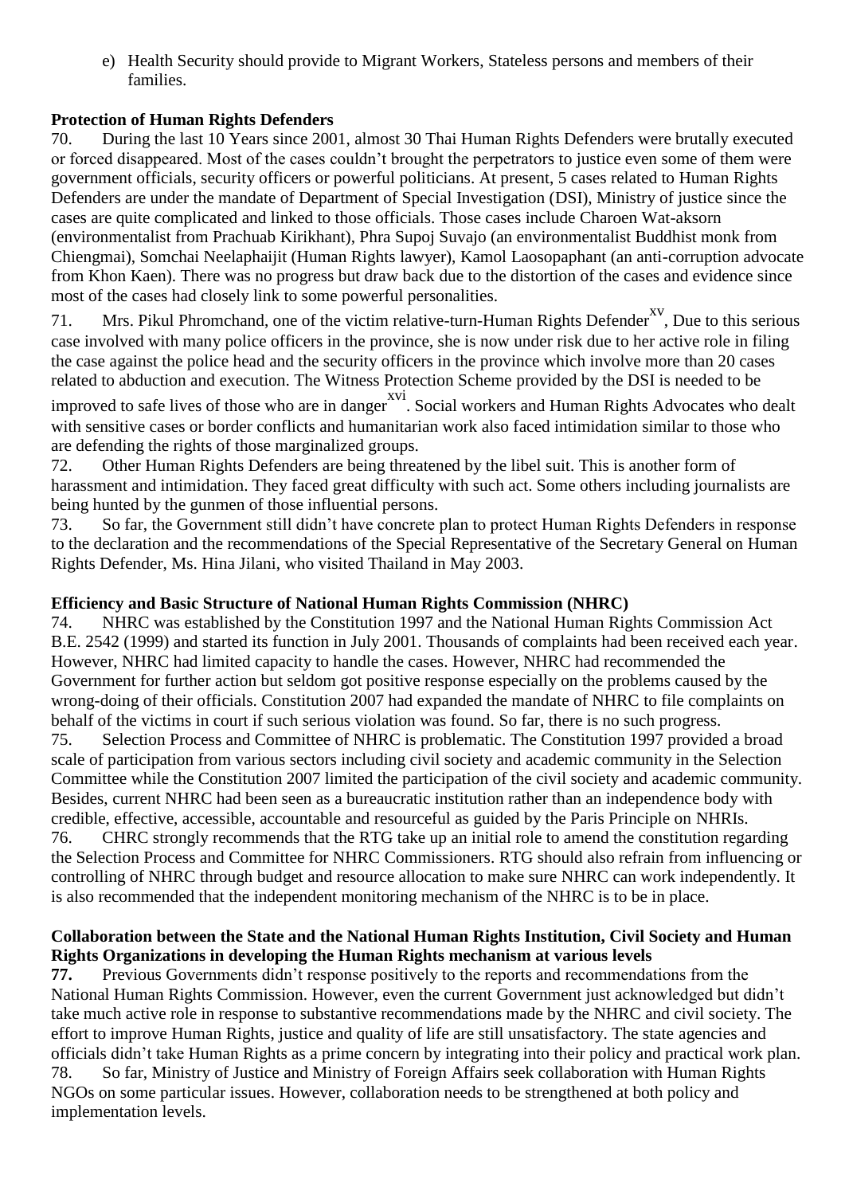e) Health Security should provide to Migrant Workers, Stateless persons and members of their families.

**Protection of Human Rights Defenders**

70. During the last 10 Years since 2001, almost 30 Thai Human Rights Defenders were brutally executed or forced disappeared. Most of the cases couldn't brought the perpetrators to justice even some of them were government officials, security officers or powerful politicians. At present, 5 cases related to Human Rights Defenders are under the mandate of Department of Special Investigation (DSI), Ministry of justice since the cases are quite complicated and linked to those officials. Those cases include Charoen Wat-aksorn (environmentalist from Prachuab Kirikhant), Phra Supoj Suvajo (an environmentalist Buddhist monk from Chiengmai), Somchai Neelaphaijit (Human Rights lawyer), Kamol Laosopaphant (an anti-corruption advocate from Khon Kaen). There was no progress but draw back due to the distortion of the cases and evidence since most of the cases had closely link to some powerful personalities.

71. Mrs. Pikul Phromchand, one of the victim relative-turn-Human Rights Defender[xv], Due to this serious case involved with many police officers in the province, she is now under risk due to her active role in filing the case against the police head and the security officers in the province which involve more than 20 cases related to abduction and execution. The Witness Protection Scheme provided by the DSI is needed to be improved to safe lives of those who are in danger[xvi]. Social workers and Human Rights Advocates who dealt with sensitive cases or border conflicts and humanitarian work also faced intimidation similar to those who are defending the rights of those marginalized groups.

72. Other Human Rights Defenders are being threatened by the libel suit. This is another form of harassment and intimidation. They faced great difficulty with such act. Some others including journalists are being hunted by the gunmen of those influential persons.

73. So far, the Government still didn't have concrete plan to protect Human Rights Defenders in response to the declaration and the recommendations of the Special Representative of the Secretary General on Human Rights Defender, Ms. Hina Jilani, who visited Thailand in May 2003.

**Efficiency and Basic Structure of National Human Rights Commission (NHRC)**

74. NHRC was established by the Constitution 1997 and the National Human Rights Commission Act B.E. 2542 (1999) and started its function in July 2001. Thousands of complaints had been received each year. However, NHRC had limited capacity to handle the cases. However, NHRC had recommended the Government for further action but seldom got positive response especially on the problems caused by the wrong-doing of their officials. Constitution 2007 had expanded the mandate of NHRC to file complaints on behalf of the victims in court if such serious violation was found. So far, there is no such progress.

75. Selection Process and Committee of NHRC is problematic. The Constitution 1997 provided a broad scale of participation from various sectors including civil society and academic community in the Selection Committee while the Constitution 2007 limited the participation of the civil society and academic community. Besides, current NHRC had been seen as a bureaucratic institution rather than an independence body with credible, effective, accessible, accountable and resourceful as guided by the Paris Principle on NHRIs.

76. CHRC strongly recommends that the RTG take up an initial role to amend the constitution regarding the Selection Process and Committee for NHRC Commissioners. RTG should also refrain from influencing or controlling of NHRC through budget and resource allocation to make sure NHRC can work independently. It is also recommended that the independent monitoring mechanism of the NHRC is to be in place.

**Collaboration between the State and the National Human Rights Institution, Civil Society and Human Rights Organizations in developing the Human Rights mechanism at various levels**

**77.** Previous Governments didn't response positively to the reports and recommendations from the National Human Rights Commission. However, even the current Government just acknowledged but didn't take much active role in response to substantive recommendations made by the NHRC and civil society. The effort to improve Human Rights, justice and quality of life are still unsatisfactory. The state agencies and officials didn't take Human Rights as a prime concern by integrating into their policy and practical work plan.

78. So far, Ministry of Justice and Ministry of Foreign Affairs seek collaboration with Human Rights NGOs on some particular issues. However, collaboration needs to be strengthened at both policy and implementation levels.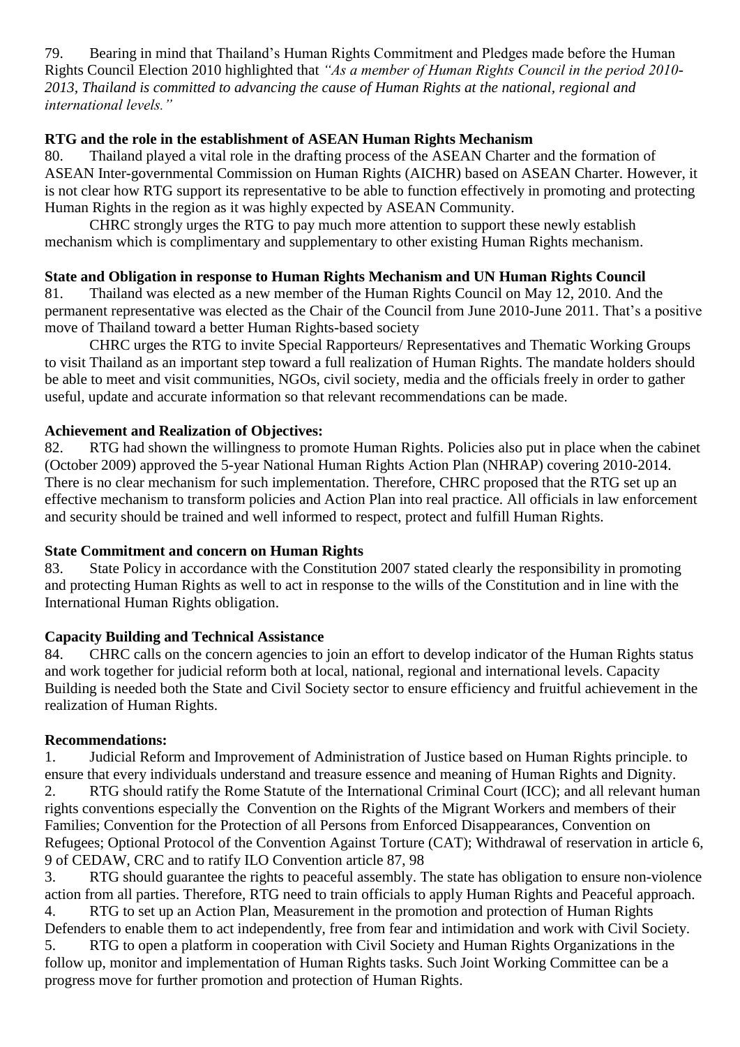79. Bearing in mind that Thailand's Human Rights Commitment and Pledges made before the Human Rights Council Election 2010 highlighted that *"As a member of Human Rights Council in the period 2010-2013, Thailand is committed to advancing the cause of Human Rights at the national, regional and international levels."*

**RTG and the role in the establishment of ASEAN Human Rights Mechanism**

80. Thailand played a vital role in the drafting process of the ASEAN Charter and the formation of ASEAN Inter-governmental Commission on Human Rights (AICHR) based on ASEAN Charter. However, it is not clear how RTG support its representative to be able to function effectively in promoting and protecting Human Rights in the region as it was highly expected by ASEAN Community.

CHRC strongly urges the RTG to pay much more attention to support these newly establish mechanism which is complimentary and supplementary to other existing Human Rights mechanism.

**State and Obligation in response to Human Rights Mechanism and UN Human Rights Council**

81. Thailand was elected as a new member of the Human Rights Council on May 12, 2010. And the permanent representative was elected as the Chair of the Council from June 2010-June 2011. That's a positive move of Thailand toward a better Human Rights-based society

CHRC urges the RTG to invite Special Rapporteurs/ Representatives and Thematic Working Groups to visit Thailand as an important step toward a full realization of Human Rights. The mandate holders should be able to meet and visit communities, NGOs, civil society, media and the officials freely in order to gather useful, update and accurate information so that relevant recommendations can be made.

**Achievement and Realization of Objectives:**

82. RTG had shown the willingness to promote Human Rights. Policies also put in place when the cabinet (October 2009) approved the 5-year National Human Rights Action Plan (NHRAP) covering 2010-2014. There is no clear mechanism for such implementation. Therefore, CHRC proposed that the RTG set up an effective mechanism to transform policies and Action Plan into real practice. All officials in law enforcement and security should be trained and well informed to respect, protect and fulfill Human Rights.

**State Commitment and concern on Human Rights**

83. State Policy in accordance with the Constitution 2007 stated clearly the responsibility in promoting and protecting Human Rights as well to act in response to the wills of the Constitution and in line with the International Human Rights obligation.

**Capacity Building and Technical Assistance**

84. CHRC calls on the concern agencies to join an effort to develop indicator of the Human Rights status and work together for judicial reform both at local, national, regional and international levels. Capacity Building is needed both the State and Civil Society sector to ensure efficiency and fruitful achievement in the realization of Human Rights.

**Recommendations:**

1. Judicial Reform and Improvement of Administration of Justice based on Human Rights principle. to ensure that every individuals understand and treasure essence and meaning of Human Rights and Dignity.
2. RTG should ratify the Rome Statute of the International Criminal Court (ICC); and all relevant human rights conventions especially the Convention on the Rights of the Migrant Workers and members of their Families; Convention for the Protection of all Persons from Enforced Disappearances, Convention on Refugees; Optional Protocol of the Convention Against Torture (CAT); Withdrawal of reservation in article 6, 9 of CEDAW, CRC and to ratify ILO Convention article 87, 98
3. RTG should guarantee the rights to peaceful assembly. The state has obligation to ensure non-violence action from all parties. Therefore, RTG need to train officials to apply Human Rights and Peaceful approach.
4. RTG to set up an Action Plan, Measurement in the promotion and protection of Human Rights Defenders to enable them to act independently, free from fear and intimidation and work with Civil Society.
5. RTG to open a platform in cooperation with Civil Society and Human Rights Organizations in the follow up, monitor and implementation of Human Rights tasks. Such Joint Working Committee can be a progress move for further promotion and protection of Human Rights.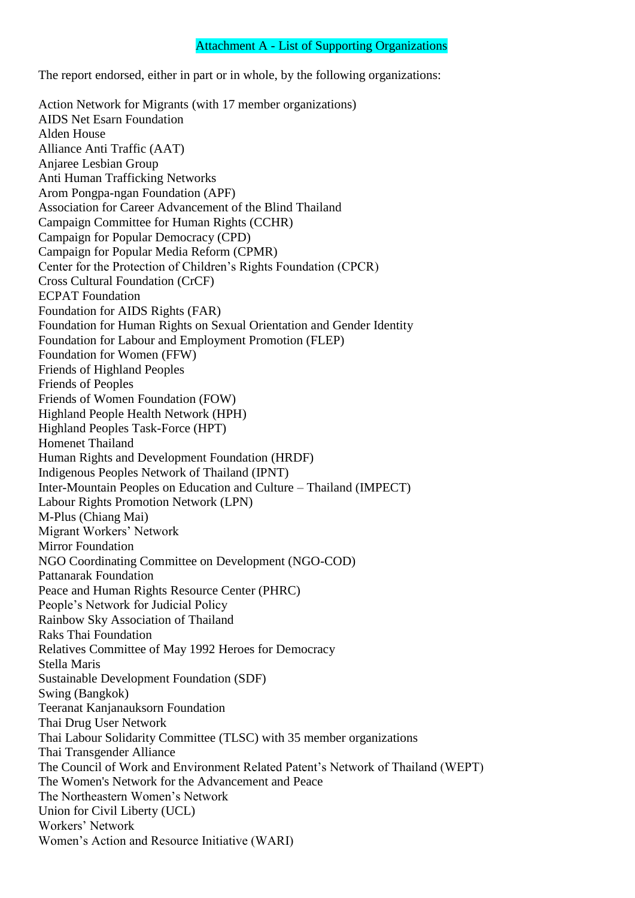# Attachment A - List of Supporting Organizations

The report endorsed, either in part or in whole, by the following organizations:

Action Network for Migrants (with 17 member organizations)
AIDS Net Esarn Foundation
Alden House
Alliance Anti Traffic (AAT)
Anjaree Lesbian Group
Anti Human Trafficking Networks
Arom Pongpa-ngan Foundation (APF)
Association for Career Advancement of the Blind Thailand
Campaign Committee for Human Rights (CCHR)
Campaign for Popular Democracy (CPD)
Campaign for Popular Media Reform (CPMR)
Center for the Protection of Children's Rights Foundation (CPCR)
Cross Cultural Foundation (CrCF)
ECPAT Foundation
Foundation for AIDS Rights (FAR)
Foundation for Human Rights on Sexual Orientation and Gender Identity
Foundation for Labour and Employment Promotion (FLEP)
Foundation for Women (FFW)
Friends of Highland Peoples
Friends of Peoples
Friends of Women Foundation (FOW)
Highland People Health Network (HPH)
Highland Peoples Task-Force (HPT)
Homenet Thailand
Human Rights and Development Foundation (HRDF)
Indigenous Peoples Network of Thailand (IPNT)
Inter-Mountain Peoples on Education and Culture – Thailand (IMPECT)
Labour Rights Promotion Network (LPN)
M-Plus (Chiang Mai)
Migrant Workers' Network
Mirror Foundation
NGO Coordinating Committee on Development (NGO-COD)
Pattanarak Foundation
Peace and Human Rights Resource Center (PHRC)
People's Network for Judicial Policy
Rainbow Sky Association of Thailand
Raks Thai Foundation
Relatives Committee of May 1992 Heroes for Democracy
Stella Maris
Sustainable Development Foundation (SDF)
Swing (Bangkok)
Teeranat Kanjanauksorn Foundation
Thai Drug User Network
Thai Labour Solidarity Committee (TLSC) with 35 member organizations
Thai Transgender Alliance
The Council of Work and Environment Related Patent's Network of Thailand (WEPT)
The Women's Network for the Advancement and Peace
The Northeastern Women's Network
Union for Civil Liberty (UCL)
Workers' Network
Women's Action and Resource Initiative (WARI)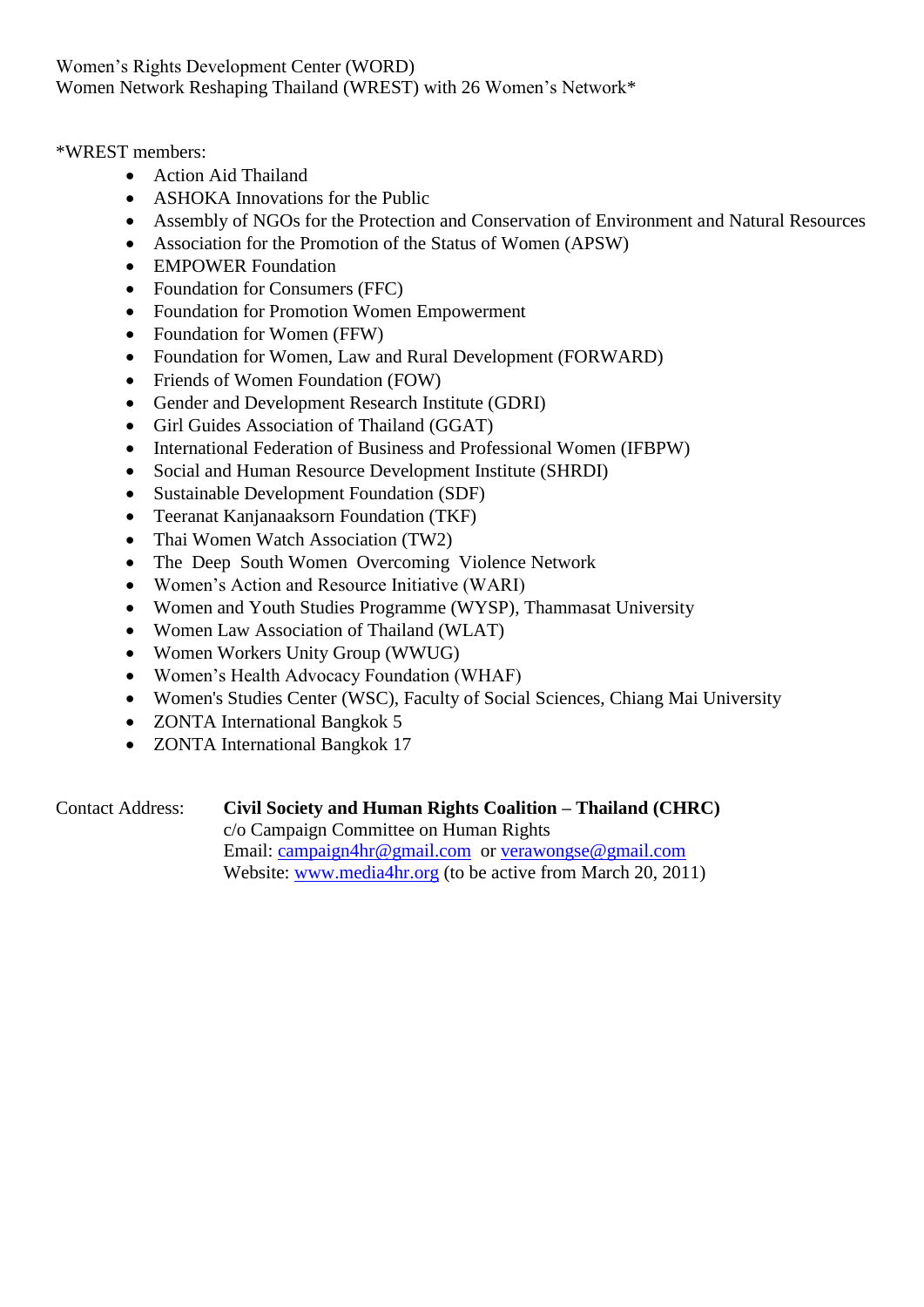Women's Rights Development Center (WORD)
Women Network Reshaping Thailand (WREST) with 26 Women's Network*

*WREST members:

- Action Aid Thailand
- ASHOKA Innovations for the Public
- Assembly of NGOs for the Protection and Conservation of Environment and Natural Resources
- Association for the Promotion of the Status of Women (APSW)
- EMPOWER Foundation
- Foundation for Consumers (FFC)
- Foundation for Promotion Women Empowerment
- Foundation for Women (FFW)
- Foundation for Women, Law and Rural Development (FORWARD)
- Friends of Women Foundation (FOW)
- Gender and Development Research Institute (GDRI)
- Girl Guides Association of Thailand (GGAT)
- International Federation of Business and Professional Women (IFBPW)
- Social and Human Resource Development Institute (SHRDI)
- Sustainable Development Foundation (SDF)
- Teeranat Kanjanaaksorn Foundation (TKF)
- Thai Women Watch Association (TW2)
- The Deep South Women Overcoming Violence Network
- Women's Action and Resource Initiative (WARI)
- Women and Youth Studies Programme (WYSP), Thammasat University
- Women Law Association of Thailand (WLAT)
- Women Workers Unity Group (WWUG)
- Women's Health Advocacy Foundation (WHAF)
- Women's Studies Center (WSC), Faculty of Social Sciences, Chiang Mai University
- ZONTA International Bangkok 5
- ZONTA International Bangkok 17

Contact Address: **Civil Society and Human Rights Coalition – Thailand (CHRC)**
c/o Campaign Committee on Human Rights
Email: campaign4hr@gmail.com or verawongse@gmail.com
Website: www.media4hr.org (to be active from March 20, 2011)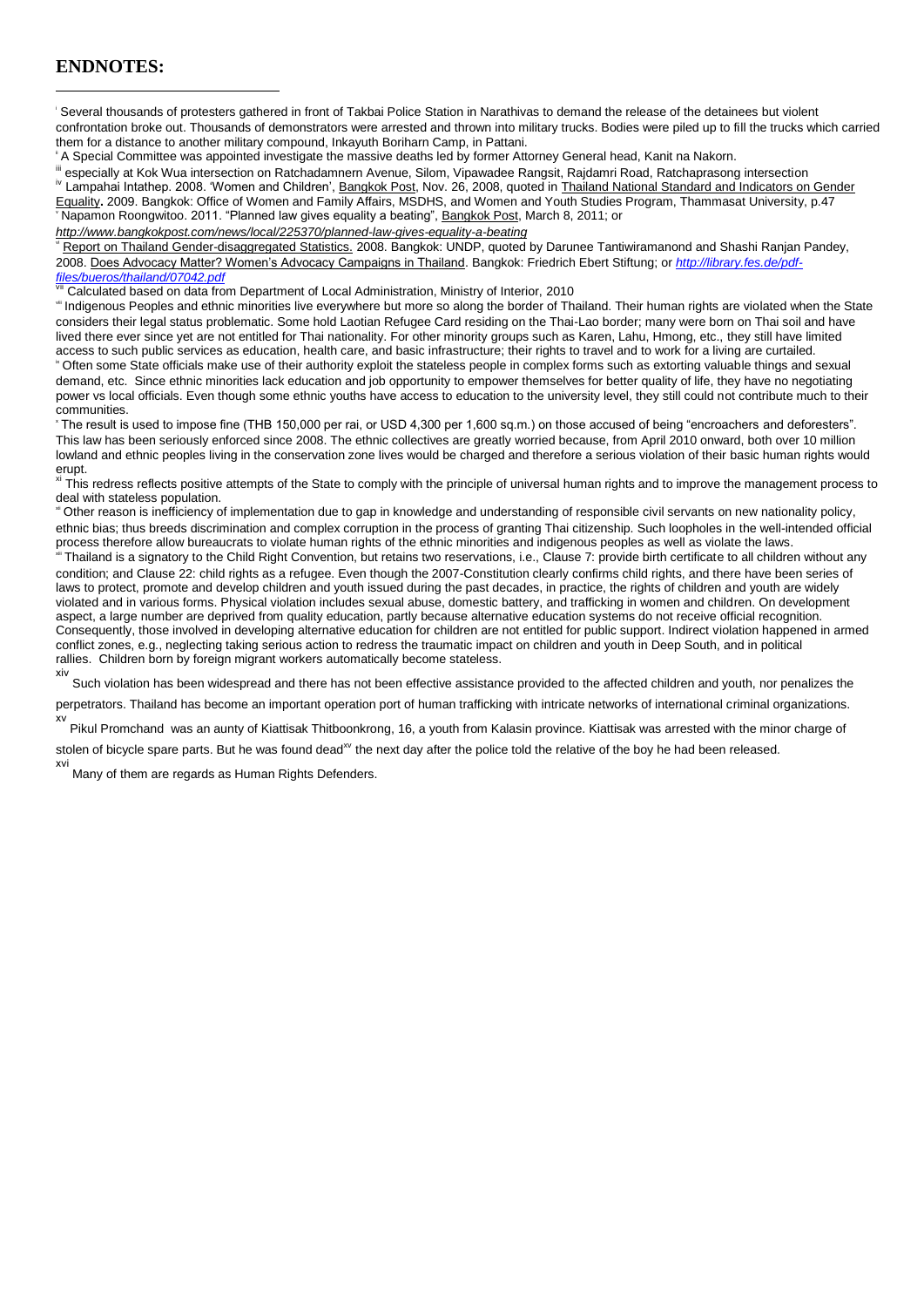# ENDNOTES:

[i] Several thousands of protesters gathered in front of Takbai Police Station in Narathivas to demand the release of the detainees but violent confrontation broke out. Thousands of demonstrators were arrested and thrown into military trucks. Bodies were piled up to fill the trucks which carried them for a distance to another military compound, Inkayuth Boriharn Camp, in Pattani.

[ii] A Special Committee was appointed investigate the massive deaths led by former Attorney General head, Kanit na Nakorn.

[iii] especially at Kok Wua intersection on Ratchadamnern Avenue, Silom, Vipawadee Rangsit, Rajdamri Road, Ratchaprasong intersection

[iv] Lampahai Intathep. 2008. 'Women and Children', Bangkok Post, Nov. 26, 2008, quoted in Thailand National Standard and Indicators on Gender Equality**.** 2009. Bangkok: Office of Women and Family Affairs, MSDHS, and Women and Youth Studies Program, Thammasat University, p.47

[v] Napamon Roongwitoo. 2011. "Planned law gives equality a beating", Bangkok Post, March 8, 2011; or *http://www.bangkokpost.com/news/local/225370/planned-law-gives-equality-a-beating*

[vi] Report on Thailand Gender-disaggregated Statistics. 2008. Bangkok: UNDP, quoted by Darunee Tantiwiramanond and Shashi Ranjan Pandey, 2008. Does Advocacy Matter? Women's Advocacy Campaigns in Thailand. Bangkok: Friedrich Ebert Stiftung; or *http://library.fes.de/pdf-files/bueros/thailand/07042.pdf*

[vii] Calculated based on data from Department of Local Administration, Ministry of Interior, 2010

[viii] Indigenous Peoples and ethnic minorities live everywhere but more so along the border of Thailand. Their human rights are violated when the State considers their legal status problematic. Some hold Laotian Refugee Card residing on the Thai-Lao border; many were born on Thai soil and have lived there ever since yet are not entitled for Thai nationality. For other minority groups such as Karen, Lahu, Hmong, etc., they still have limited access to such public services as education, health care, and basic infrastructure; their rights to travel and to work for a living are curtailed.

[ix] Often some State officials make use of their authority exploit the stateless people in complex forms such as extorting valuable things and sexual demand, etc. Since ethnic minorities lack education and job opportunity to empower themselves for better quality of life, they have no negotiating power vs local officials. Even though some ethnic youths have access to education to the university level, they still could not contribute much to their communities.

[x] The result is used to impose fine (THB 150,000 per rai, or USD 4,300 per 1,600 sq.m.) on those accused of being "encroachers and deforesters". This law has been seriously enforced since 2008. The ethnic collectives are greatly worried because, from April 2010 onward, both over 10 million lowland and ethnic peoples living in the conservation zone lives would be charged and therefore a serious violation of their basic human rights would erupt.

[xi] This redress reflects positive attempts of the State to comply with the principle of universal human rights and to improve the management process to deal with stateless population.

[xii] Other reason is inefficiency of implementation due to gap in knowledge and understanding of responsible civil servants on new nationality policy, ethnic bias; thus breeds discrimination and complex corruption in the process of granting Thai citizenship. Such loopholes in the well-intended official process therefore allow bureaucrats to violate human rights of the ethnic minorities and indigenous peoples as well as violate the laws.

[xiii] Thailand is a signatory to the Child Right Convention, but retains two reservations, i.e., Clause 7: provide birth certificate to all children without any condition; and Clause 22: child rights as a refugee. Even though the 2007-Constitution clearly confirms child rights, and there have been series of laws to protect, promote and develop children and youth issued during the past decades, in practice, the rights of children and youth are widely violated and in various forms. Physical violation includes sexual abuse, domestic battery, and trafficking in women and children. On development aspect, a large number are deprived from quality education, partly because alternative education systems do not receive official recognition. Consequently, those involved in developing alternative education for children are not entitled for public support. Indirect violation happened in armed conflict zones, e.g., neglecting taking serious action to redress the traumatic impact on children and youth in Deep South, and in political rallies. Children born by foreign migrant workers automatically become stateless.

[xiv] Such violation has been widespread and there has not been effective assistance provided to the affected children and youth, nor penalizes the perpetrators. Thailand has become an important operation port of human trafficking with intricate networks of international criminal organizations.

[xv] Pikul Promchand was an aunty of Kiattisak Thitboonkrong, 16, a youth from Kalasin province. Kiattisak was arrested with the minor charge of stolen of bicycle spare parts. But he was found dead[xv] the next day after the police told the relative of the boy he had been released.

[xvi] Many of them are regards as Human Rights Defenders.